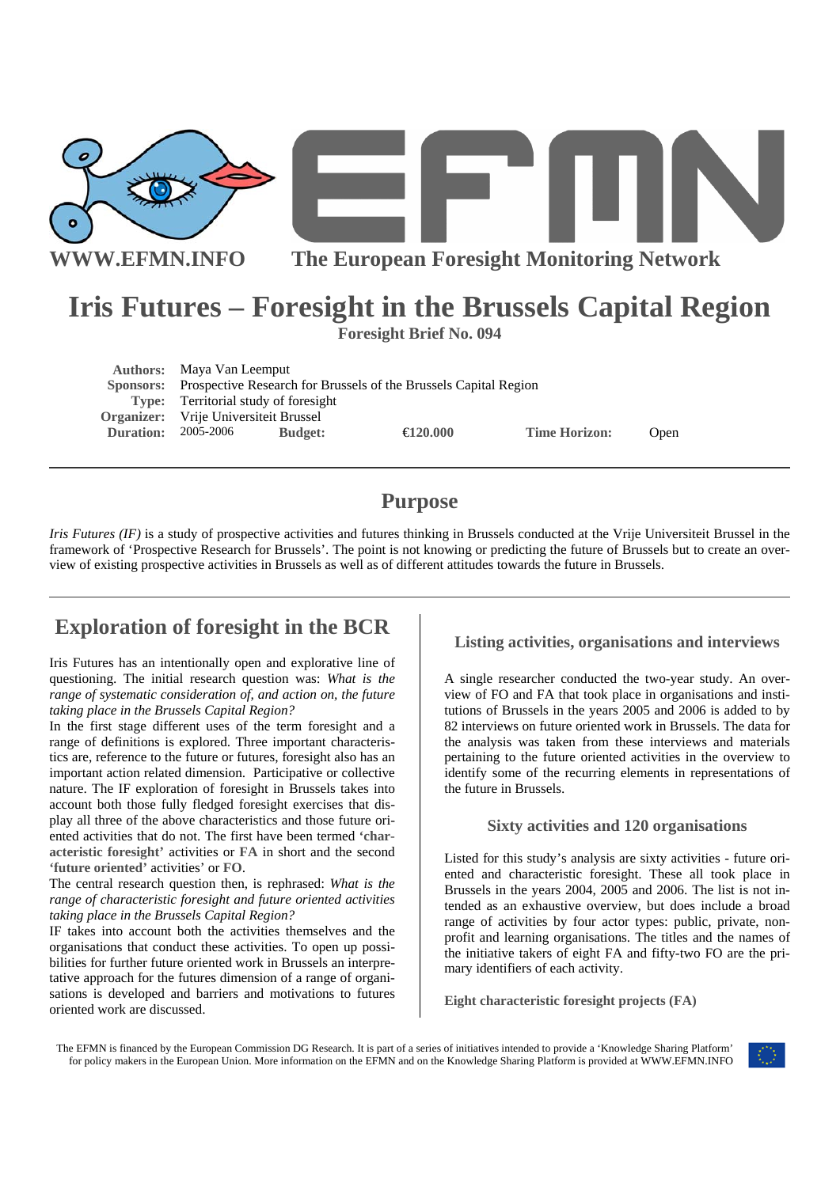WWW.EFMN.INFO The European Foresight Monitoring Network

# Iris Futures – Foresight in the Brussels Capital Region

**Foresight Brief No. 094**

**Authors:** Maya Van Leemput
**Sponsors:** Prospective Research for Brussels of the Brussels Capital Region
**Type:** Territorial study of foresight
**Organizer:** Vrije Universiteit Brussel
**Duration:** 2005-2006 **Budget:** €120.000 **Time Horizon:** Open

## Purpose

*Iris Futures (IF)* is a study of prospective activities and futures thinking in Brussels conducted at the Vrije Universiteit Brussel in the framework of 'Prospective Research for Brussels'. The point is not knowing or predicting the future of Brussels but to create an overview of existing prospective activities in Brussels as well as of different attitudes towards the future in Brussels.

## Exploration of foresight in the BCR

Iris Futures has an intentionally open and explorative line of questioning. The initial research question was: *What is the range of systematic consideration of, and action on, the future taking place in the Brussels Capital Region?*

In the first stage different uses of the term foresight and a range of definitions is explored. Three important characteristics are, reference to the future or futures, foresight also has an important action related dimension. Participative or collective nature. The IF exploration of foresight in Brussels takes into account both those fully fledged foresight exercises that display all three of the above characteristics and those future oriented activities that do not. The first have been termed **'characteristic foresight'** activities or **FA** in short and the second **'future oriented'** activities' or **FO**.

The central research question then, is rephrased: *What is the range of characteristic foresight and future oriented activities taking place in the Brussels Capital Region?*

IF takes into account both the activities themselves and the organisations that conduct these activities. To open up possibilities for further future oriented work in Brussels an interpretative approach for the futures dimension of a range of organisations is developed and barriers and motivations to futures oriented work are discussed.

### Listing activities, organisations and interviews

A single researcher conducted the two-year study. An overview of FO and FA that took place in organisations and institutions of Brussels in the years 2005 and 2006 is added to by 82 interviews on future oriented work in Brussels. The data for the analysis was taken from these interviews and materials pertaining to the future oriented activities in the overview to identify some of the recurring elements in representations of the future in Brussels.

### Sixty activities and 120 organisations

Listed for this study's analysis are sixty activities - future oriented and characteristic foresight. These all took place in Brussels in the years 2004, 2005 and 2006. The list is not intended as an exhaustive overview, but does include a broad range of activities by four actor types: public, private, non-profit and learning organisations. The titles and the names of the initiative takers of eight FA and fifty-two FO are the primary identifiers of each activity.

**Eight characteristic foresight projects (FA)**

The EFMN is financed by the European Commission DG Research. It is part of a series of initiatives intended to provide a 'Knowledge Sharing Platform' for policy makers in the European Union. More information on the EFMN and on the Knowledge Sharing Platform is provided at WWW.EFMN.INFO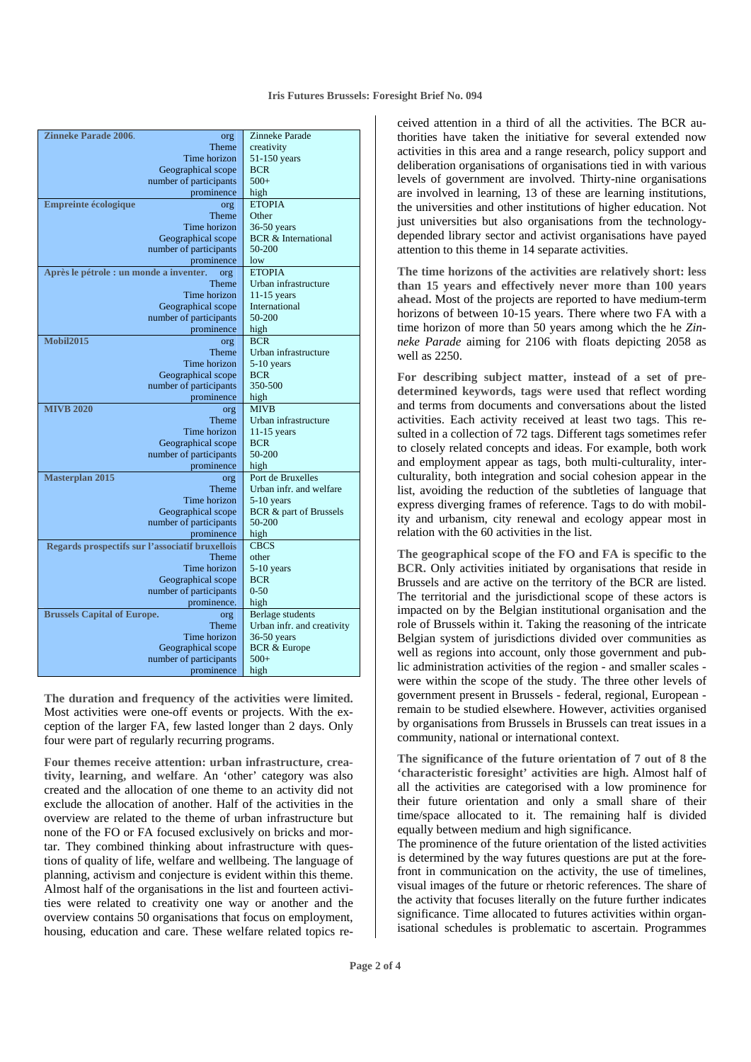| | |
|---|---|
| **Zinneke Parade 2006**. org | Zinneke Parade |
| Theme | creativity |
| Time horizon | 51-150 years |
| Geographical scope | BCR |
| number of participants | 500+ |
| prominence | high |
| **Empreinte écologique** org | ETOPIA |
| Theme | Other |
| Time horizon | 36-50 years |
| Geographical scope | BCR & International |
| number of participants | 50-200 |
| prominence | low |
| **Après le pétrole : un monde a inventer.** org | ETOPIA |
| Theme | Urban infrastructure |
| Time horizon | 11-15 years |
| Geographical scope | International |
| number of participants | 50-200 |
| prominence | high |
| **Mobil2015** org | BCR |
| Theme | Urban infrastructure |
| Time horizon | 5-10 years |
| Geographical scope | BCR |
| number of participants | 350-500 |
| prominence | high |
| **MIVB 2020** org | MIVB |
| Theme | Urban infrastructure |
| Time horizon | 11-15 years |
| Geographical scope | BCR |
| number of participants | 50-200 |
| prominence | high |
| **Masterplan 2015** org | Port de Bruxelles |
| Theme | Urban infr. and welfare |
| Time horizon | 5-10 years |
| Geographical scope | BCR & part of Brussels |
| number of participants | 50-200 |
| prominence | high |
| **Regards prospectifs sur l'associatif bruxellois** | CBCS |
| Theme | other |
| Time horizon | 5-10 years |
| Geographical scope | BCR |
| number of participants | 0-50 |
| prominence. | high |
| **Brussels Capital of Europe.** org | Berlage students |
| Theme | Urban infr. and creativity |
| Time horizon | 36-50 years |
| Geographical scope | BCR & Europe |
| number of participants | 500+ |
| prominence | high |

**The duration and frequency of the activities were limited.** Most activities were one-off events or projects. With the exception of the larger FA, few lasted longer than 2 days. Only four were part of regularly recurring programs.

**Four themes receive attention: urban infrastructure, creativity, learning, and welfare**. An 'other' category was also created and the allocation of one theme to an activity did not exclude the allocation of another. Half of the activities in the overview are related to the theme of urban infrastructure but none of the FO or FA focused exclusively on bricks and mortar. They combined thinking about infrastructure with questions of quality of life, welfare and wellbeing. The language of planning, activism and conjecture is evident within this theme. Almost half of the organisations in the list and fourteen activities were related to creativity one way or another and the overview contains 50 organisations that focus on employment, housing, education and care. These welfare related topics received attention in a third of all the activities. The BCR authorities have taken the initiative for several extended now activities in this area and a range research, policy support and deliberation organisations of organisations tied in with various levels of government are involved. Thirty-nine organisations are involved in learning, 13 of these are learning institutions, the universities and other institutions of higher education. Not just universities but also organisations from the technology-depended library sector and activist organisations have payed attention to this theme in 14 separate activities.

**The time horizons of the activities are relatively short: less than 15 years and effectively never more than 100 years ahead.** Most of the projects are reported to have medium-term horizons of between 10-15 years. There where two FA with a time horizon of more than 50 years among which the he *Zinneke Parade* aiming for 2106 with floats depicting 2058 as well as 2250.

**For describing subject matter, instead of a set of predetermined keywords, tags were used** that reflect wording and terms from documents and conversations about the listed activities. Each activity received at least two tags. This resulted in a collection of 72 tags. Different tags sometimes refer to closely related concepts and ideas. For example, both work and employment appear as tags, both multi-culturality, interculturality, both integration and social cohesion appear in the list, avoiding the reduction of the subtleties of language that express diverging frames of reference. Tags to do with mobility and urbanism, city renewal and ecology appear most in relation with the 60 activities in the list.

**The geographical scope of the FO and FA is specific to the BCR.** Only activities initiated by organisations that reside in Brussels and are active on the territory of the BCR are listed. The territorial and the jurisdictional scope of these actors is impacted on by the Belgian institutional organisation and the role of Brussels within it. Taking the reasoning of the intricate Belgian system of jurisdictions divided over communities as well as regions into account, only those government and public administration activities of the region - and smaller scales - were within the scope of the study. The three other levels of government present in Brussels - federal, regional, European - remain to be studied elsewhere. However, activities organised by organisations from Brussels in Brussels can treat issues in a community, national or international context.

**The significance of the future orientation of 7 out of 8 the 'characteristic foresight' activities are high.** Almost half of all the activities are categorised with a low prominence for their future orientation and only a small share of their time/space allocated to it. The remaining half is divided equally between medium and high significance.

The prominence of the future orientation of the listed activities is determined by the way futures questions are put at the forefront in communication on the activity, the use of timelines, visual images of the future or rhetoric references. The share of the activity that focuses literally on the future further indicates significance. Time allocated to futures activities within organisational schedules is problematic to ascertain. Programmes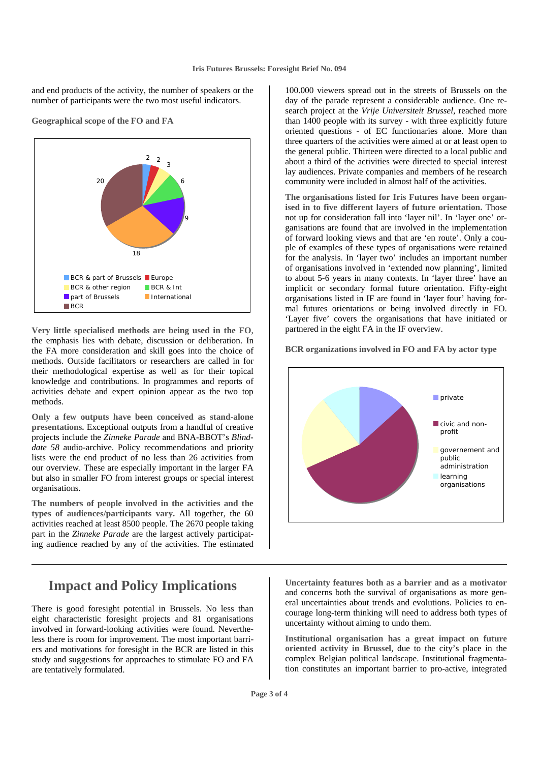and end products of the activity, the number of speakers or the number of participants were the two most useful indicators.

**Geographical scope of the FO and FA**

**Very little specialised methods are being used in the FO**, the emphasis lies with debate, discussion or deliberation. In the FA more consideration and skill goes into the choice of methods. Outside facilitators or researchers are called in for their methodological expertise as well as for their topical knowledge and contributions. In programmes and reports of activities debate and expert opinion appear as the two top methods.

**Only a few outputs have been conceived as stand-alone presentations.** Exceptional outputs from a handful of creative projects include the *Zinneke Parade* and BNA-BBOT's *Blind-date 58* audio-archive. Policy recommendations and priority lists were the end product of no less than 26 activities from our overview. These are especially important in the larger FA but also in smaller FO from interest groups or special interest organisations.

**The numbers of people involved in the activities and the types of audiences/participants vary.** All together, the 60 activities reached at least 8500 people. The 2670 people taking part in the *Zinneke Parade* are the largest actively participating audience reached by any of the activities. The estimated 100.000 viewers spread out in the streets of Brussels on the day of the parade represent a considerable audience. One research project at the *Vrije Universiteit Brussel*, reached more than 1400 people with its survey - with three explicitly future oriented questions - of EC functionaries alone. More than three quarters of the activities were aimed at or at least open to the general public. Thirteen were directed to a local public and about a third of the activities were directed to special interest lay audiences. Private companies and members of he research community were included in almost half of the activities.

**The organisations listed for Iris Futures have been organised in to five different layers of future orientation.** Those not up for consideration fall into 'layer nil'. In 'layer one' organisations are found that are involved in the implementation of forward looking views and that are 'en route'. Only a couple of examples of these types of organisations were retained for the analysis. In 'layer two' includes an important number of organisations involved in 'extended now planning', limited to about 5-6 years in many contexts. In 'layer three' have an implicit or secondary formal future orientation. Fifty-eight organisations listed in IF are found in 'layer four' having formal futures orientations or being involved directly in FO. 'Layer five' covers the organisations that have initiated or partnered in the eight FA in the IF overview.

**BCR organizations involved in FO and FA by actor type**

# Impact and Policy Implications

There is good foresight potential in Brussels. No less than eight characteristic foresight projects and 81 organisations involved in forward-looking activities were found. Nevertheless there is room for improvement. The most important barriers and motivations for foresight in the BCR are listed in this study and suggestions for approaches to stimulate FO and FA are tentatively formulated.

**Uncertainty features both as a barrier and as a motivator** and concerns both the survival of organisations as more general uncertainties about trends and evolutions. Policies to encourage long-term thinking will need to address both types of uncertainty without aiming to undo them.

**Institutional organisation has a great impact on future oriented activity in Brussel**, due to the city's place in the complex Belgian political landscape. Institutional fragmentation constitutes an important barrier to pro-active, integrated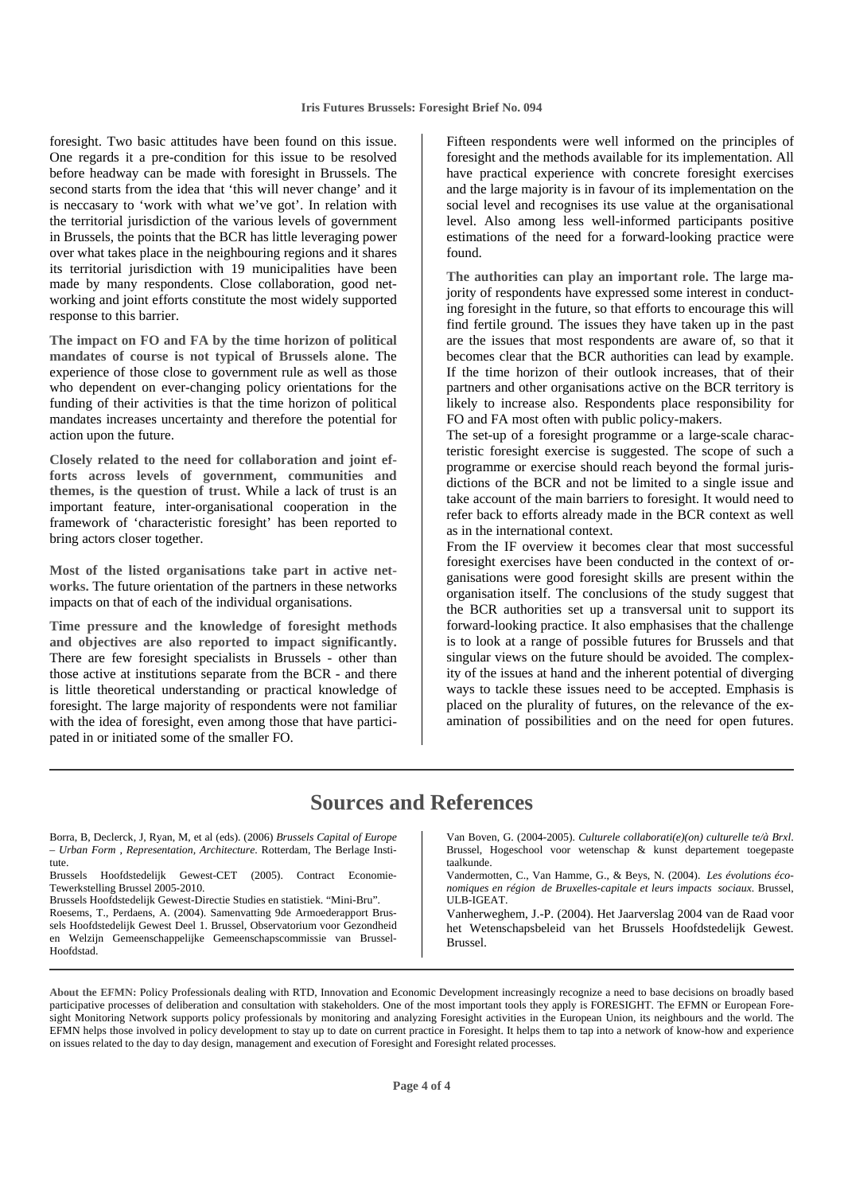foresight. Two basic attitudes have been found on this issue. One regards it a pre-condition for this issue to be resolved before headway can be made with foresight in Brussels. The second starts from the idea that 'this will never change' and it is neccasary to 'work with what we've got'. In relation with the territorial jurisdiction of the various levels of government in Brussels, the points that the BCR has little leveraging power over what takes place in the neighbouring regions and it shares its territorial jurisdiction with 19 municipalities have been made by many respondents. Close collaboration, good networking and joint efforts constitute the most widely supported response to this barrier.

**The impact on FO and FA by the time horizon of political mandates of course is not typical of Brussels alone.** The experience of those close to government rule as well as those who dependent on ever-changing policy orientations for the funding of their activities is that the time horizon of political mandates increases uncertainty and therefore the potential for action upon the future.

**Closely related to the need for collaboration and joint efforts across levels of government, communities and themes, is the question of trust.** While a lack of trust is an important feature, inter-organisational cooperation in the framework of 'characteristic foresight' has been reported to bring actors closer together.

**Most of the listed organisations take part in active networks.** The future orientation of the partners in these networks impacts on that of each of the individual organisations.

**Time pressure and the knowledge of foresight methods and objectives are also reported to impact significantly.** There are few foresight specialists in Brussels - other than those active at institutions separate from the BCR - and there is little theoretical understanding or practical knowledge of foresight. The large majority of respondents were not familiar with the idea of foresight, even among those that have participated in or initiated some of the smaller FO.

Fifteen respondents were well informed on the principles of foresight and the methods available for its implementation. All have practical experience with concrete foresight exercises and the large majority is in favour of its implementation on the social level and recognises its use value at the organisational level. Also among less well-informed participants positive estimations of the need for a forward-looking practice were found.

**The authorities can play an important role.** The large majority of respondents have expressed some interest in conducting foresight in the future, so that efforts to encourage this will find fertile ground. The issues they have taken up in the past are the issues that most respondents are aware of, so that it becomes clear that the BCR authorities can lead by example. If the time horizon of their outlook increases, that of their partners and other organisations active on the BCR territory is likely to increase also. Respondents place responsibility for FO and FA most often with public policy-makers.

The set-up of a foresight programme or a large-scale characteristic foresight exercise is suggested. The scope of such a programme or exercise should reach beyond the formal jurisdictions of the BCR and not be limited to a single issue and take account of the main barriers to foresight. It would need to refer back to efforts already made in the BCR context as well as in the international context.

From the IF overview it becomes clear that most successful foresight exercises have been conducted in the context of organisations were good foresight skills are present within the organisation itself. The conclusions of the study suggest that the BCR authorities set up a transversal unit to support its forward-looking practice. It also emphasises that the challenge is to look at a range of possible futures for Brussels and that singular views on the future should be avoided. The complexity of the issues at hand and the inherent potential of diverging ways to tackle these issues need to be accepted. Emphasis is placed on the plurality of futures, on the relevance of the examination of possibilities and on the need for open futures.

## Sources and References

Borra, B, Declerck, J, Ryan, M, et al (eds). (2006) *Brussels Capital of Europe – Urban Form , Representation, Architecture.* Rotterdam, The Berlage Institute.

Brussels Hoofdstedelijk Gewest-CET (2005). Contract Economie-Tewerkstelling Brussel 2005-2010.

Brussels Hoofdstedelijk Gewest-Directie Studies en statistiek. "Mini-Bru".

Roesems, T., Perdaens, A. (2004). Samenvatting 9de Armoederapport Brussels Hoofdstedelijk Gewest Deel 1. Brussel, Observatorium voor Gezondheid en Welzijn Gemeenschappelijke Gemeenschapscommissie van Brussel-Hoofdstad.

Van Boven, G. (2004-2005). *Culturele collaborati(e)(on) culturelle te/à Brxl.* Brussel, Hogeschool voor wetenschap & kunst departement toegepaste taalkunde.

Vandermotten, C., Van Hamme, G., & Beys, N. (2004). *Les évolutions économiques en région de Bruxelles-capitale et leurs impacts sociaux.* Brussel, ULB-IGEAT.

Vanherweghem, J.-P. (2004). Het Jaarverslag 2004 van de Raad voor het Wetenschapsbeleid van het Brussels Hoofdstedelijk Gewest. Brussel.

**About the EFMN:** Policy Professionals dealing with RTD, Innovation and Economic Development increasingly recognize a need to base decisions on broadly based participative processes of deliberation and consultation with stakeholders. One of the most important tools they apply is FORESIGHT. The EFMN or European Foresight Monitoring Network supports policy professionals by monitoring and analyzing Foresight activities in the European Union, its neighbours and the world. The EFMN helps those involved in policy development to stay up to date on current practice in Foresight. It helps them to tap into a network of know-how and experience on issues related to the day to day design, management and execution of Foresight and Foresight related processes.